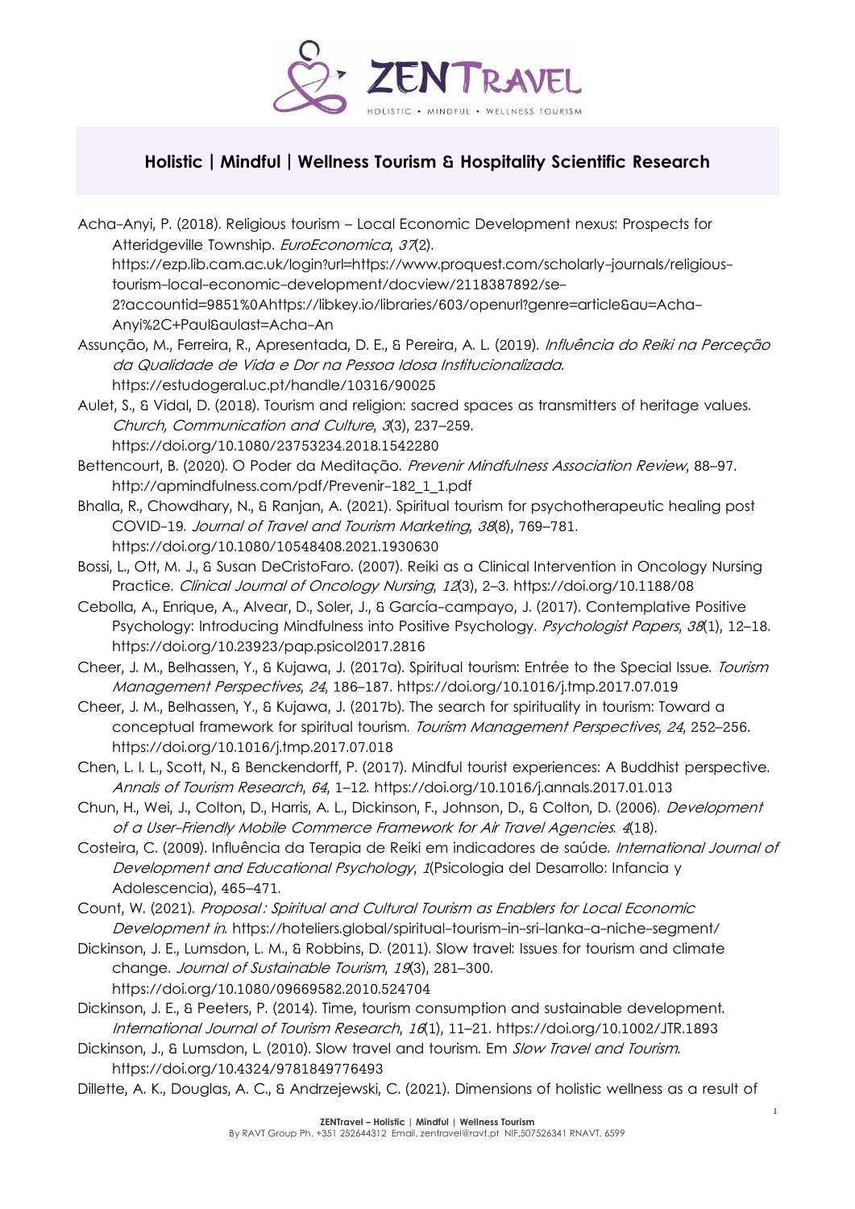## Holistic | Mindful | Wellness Tourism & Hospitality Scientific Research

Acha-Anyi, P. (2018). Religious tourism – Local Economic Development nexus: Prospects for Atteridgeville Township. *EuroEconomica*, *37*(2). https://ezp.lib.cam.ac.uk/login?url=https://www.proquest.com/scholarly-journals/religious-tourism-local-economic-development/docview/2118387892/se-2?accountid=9851%0Ahttps://libkey.io/libraries/603/openurl?genre=article&au=Acha-Anyi%2C+Paul&aulast=Acha-An

Assunção, M., Ferreira, R., Apresentada, D. E., & Pereira, A. L. (2019). *Influência do Reiki na Perceção da Qualidade de Vida e Dor na Pessoa Idosa Institucionalizada*. https://estudogeral.uc.pt/handle/10316/90025

Aulet, S., & Vidal, D. (2018). Tourism and religion: sacred spaces as transmitters of heritage values. *Church, Communication and Culture*, *3*(3), 237–259. https://doi.org/10.1080/23753234.2018.1542280

Bettencourt, B. (2020). O Poder da Meditação. *Prevenir Mindfulness Association Review*, 88–97. http://apmindfulness.com/pdf/Prevenir-182_1_1.pdf

Bhalla, R., Chowdhary, N., & Ranjan, A. (2021). Spiritual tourism for psychotherapeutic healing post COVID-19. *Journal of Travel and Tourism Marketing*, *38*(8), 769–781. https://doi.org/10.1080/10548408.2021.1930630

Bossi, L., Ott, M. J., & Susan DeCristoFaro. (2007). Reiki as a Clinical Intervention in Oncology Nursing Practice. *Clinical Journal of Oncology Nursing*, *12*(3), 2–3. https://doi.org/10.1188/08

Cebolla, A., Enrique, A., Alvear, D., Soler, J., & García-campayo, J. (2017). Contemplative Positive Psychology: Introducing Mindfulness into Positive Psychology. *Psychologist Papers*, *38*(1), 12–18. https://doi.org/10.23923/pap.psicol2017.2816

Cheer, J. M., Belhassen, Y., & Kujawa, J. (2017a). Spiritual tourism: Entrée to the Special Issue. *Tourism Management Perspectives*, *24*, 186–187. https://doi.org/10.1016/j.tmp.2017.07.019

Cheer, J. M., Belhassen, Y., & Kujawa, J. (2017b). The search for spirituality in tourism: Toward a conceptual framework for spiritual tourism. *Tourism Management Perspectives*, *24*, 252–256. https://doi.org/10.1016/j.tmp.2017.07.018

Chen, L. I. L., Scott, N., & Benckendorff, P. (2017). Mindful tourist experiences: A Buddhist perspective. *Annals of Tourism Research*, *64*, 1–12. https://doi.org/10.1016/j.annals.2017.01.013

Chun, H., Wei, J., Colton, D., Harris, A. L., Dickinson, F., Johnson, D., & Colton, D. (2006). *Development of a User-Friendly Mobile Commerce Framework for Air Travel Agencies*. *4*(18).

Costeira, C. (2009). Influência da Terapia de Reiki em indicadores de saúde. *International Journal of Development and Educational Psychology*, *1*(Psicologia del Desarrollo: Infancia y Adolescencia), 465–471.

Count, W. (2021). *Proposal: Spiritual and Cultural Tourism as Enablers for Local Economic Development in*. https://hoteliers.global/spiritual-tourism-in-sri-lanka-a-niche-segment/

Dickinson, J. E., Lumsdon, L. M., & Robbins, D. (2011). Slow travel: Issues for tourism and climate change. *Journal of Sustainable Tourism*, *19*(3), 281–300. https://doi.org/10.1080/09669582.2010.524704

Dickinson, J. E., & Peeters, P. (2014). Time, tourism consumption and sustainable development. *International Journal of Tourism Research*, *16*(1), 11–21. https://doi.org/10.1002/JTR.1893

Dickinson, J., & Lumsdon, L. (2010). Slow travel and tourism. Em *Slow Travel and Tourism*. https://doi.org/10.4324/9781849776493

Dillette, A. K., Douglas, A. C., & Andrzejewski, C. (2021). Dimensions of holistic wellness as a result of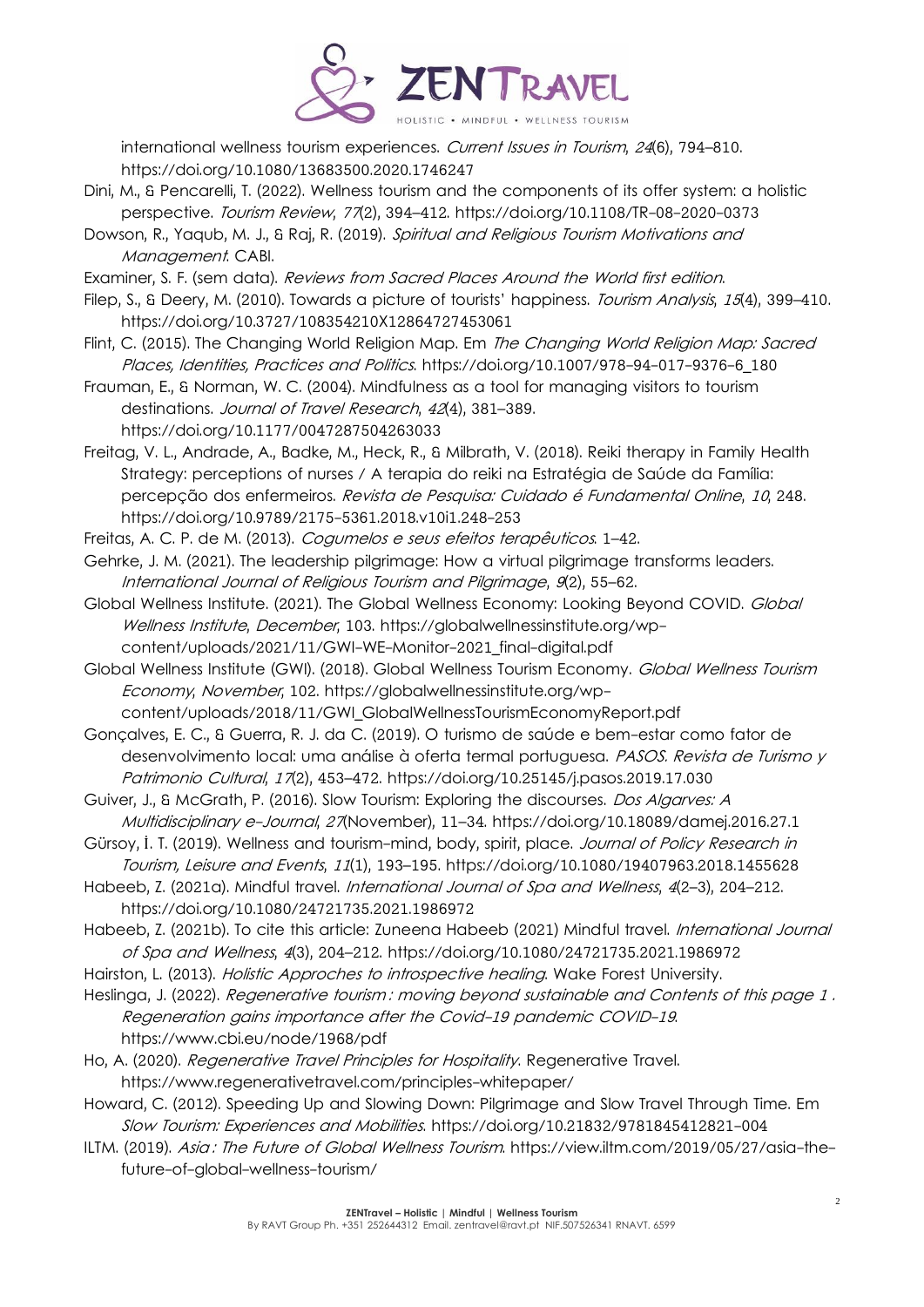international wellness tourism experiences. *Current Issues in Tourism*, *24*(6), 794–810. https://doi.org/10.1080/13683500.2020.1746247

Dini, M., & Pencarelli, T. (2022). Wellness tourism and the components of its offer system: a holistic perspective. *Tourism Review*, *77*(2), 394–412. https://doi.org/10.1108/TR-08-2020-0373

Dowson, R., Yaqub, M. J., & Raj, R. (2019). *Spiritual and Religious Tourism Motivations and Management*. CABI.

Examiner, S. F. (sem data). *Reviews from Sacred Places Around the World first edition*.

Filep, S., & Deery, M. (2010). Towards a picture of tourists' happiness. *Tourism Analysis*, *15*(4), 399–410. https://doi.org/10.3727/108354210X12864727453061

Flint, C. (2015). The Changing World Religion Map. Em *The Changing World Religion Map: Sacred Places, Identities, Practices and Politics*. https://doi.org/10.1007/978-94-017-9376-6_180

Frauman, E., & Norman, W. C. (2004). Mindfulness as a tool for managing visitors to tourism destinations. *Journal of Travel Research*, *42*(4), 381–389. https://doi.org/10.1177/0047287504263033

Freitag, V. L., Andrade, A., Badke, M., Heck, R., & Milbrath, V. (2018). Reiki therapy in Family Health Strategy: perceptions of nurses / A terapia do reiki na Estratégia de Saúde da Família: percepção dos enfermeiros. *Revista de Pesquisa: Cuidado é Fundamental Online*, *10*, 248. https://doi.org/10.9789/2175-5361.2018.v10i1.248-253

Freitas, A. C. P. de M. (2013). *Cogumelos e seus efeitos terapêuticos*. 1–42.

Gehrke, J. M. (2021). The leadership pilgrimage: How a virtual pilgrimage transforms leaders. *International Journal of Religious Tourism and Pilgrimage*, *9*(2), 55–62.

Global Wellness Institute. (2021). The Global Wellness Economy: Looking Beyond COVID. *Global Wellness Institute*, *December*, 103. https://globalwellnessinstitute.org/wp-content/uploads/2021/11/GWI-WE-Monitor-2021_final-digital.pdf

Global Wellness Institute (GWI). (2018). Global Wellness Tourism Economy. *Global Wellness Tourism Economy*, *November*, 102. https://globalwellnessinstitute.org/wp-content/uploads/2018/11/GWI_GlobalWellnessTourismEconomyReport.pdf

Gonçalves, E. C., & Guerra, R. J. da C. (2019). O turismo de saúde e bem-estar como fator de desenvolvimento local: uma análise à oferta termal portuguesa. *PASOS. Revista de Turismo y Patrimonio Cultural*, *17*(2), 453–472. https://doi.org/10.25145/j.pasos.2019.17.030

Guiver, J., & McGrath, P. (2016). Slow Tourism: Exploring the discourses. *Dos Algarves: A Multidisciplinary e-Journal*, *27*(November), 11–34. https://doi.org/10.18089/damej.2016.27.1

Gürsoy, İ. T. (2019). Wellness and tourism-mind, body, spirit, place. *Journal of Policy Research in Tourism, Leisure and Events*, *11*(1), 193–195. https://doi.org/10.1080/19407963.2018.1455628

Habeeb, Z. (2021a). Mindful travel. *International Journal of Spa and Wellness*, *4*(2–3), 204–212. https://doi.org/10.1080/24721735.2021.1986972

Habeeb, Z. (2021b). To cite this article: Zuneena Habeeb (2021) Mindful travel. *International Journal of Spa and Wellness*, *4*(3), 204–212. https://doi.org/10.1080/24721735.2021.1986972

Hairston, L. (2013). *Holistic Approches to introspective healing*. Wake Forest University.

Heslinga, J. (2022). *Regenerative tourism : moving beyond sustainable and Contents of this page 1 . Regeneration gains importance after the Covid-19 pandemic COVID-19*. https://www.cbi.eu/node/1968/pdf

Ho, A. (2020). *Regenerative Travel Principles for Hospitality*. Regenerative Travel. https://www.regenerativetravel.com/principles-whitepaper/

Howard, C. (2012). Speeding Up and Slowing Down: Pilgrimage and Slow Travel Through Time. Em *Slow Tourism: Experiences and Mobilities*. https://doi.org/10.21832/9781845412821-004

ILTM. (2019). *Asia : The Future of Global Wellness Tourism*. https://view.iltm.com/2019/05/27/asia-the-future-of-global-wellness-tourism/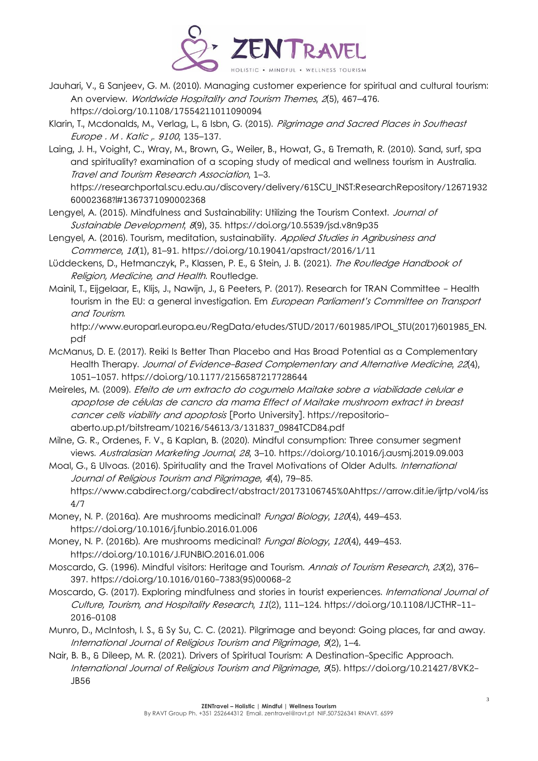Jauhari, V., & Sanjeev, G. M. (2010). Managing customer experience for spiritual and cultural tourism: An overview. *Worldwide Hospitality and Tourism Themes*, *2*(5), 467–476. https://doi.org/10.1108/17554211011090094

Klarin, T., Mcdonalds, M., Verlag, L., & Isbn, G. (2015). *Pilgrimage and Sacred Places in Southeast Europe . M . Katic ,. 9100*, 135–137.

Laing, J. H., Voight, C., Wray, M., Brown, G., Weiler, B., Howat, G., & Tremath, R. (2010). Sand, surf, spa and spirituality? examination of a scoping study of medical and wellness tourism in Australia. *Travel and Tourism Research Association*, 1–3. https://researchportal.scu.edu.au/discovery/delivery/61SCU_INST:ResearchRepository/1267193260002368?l#1367371090002368

Lengyel, A. (2015). Mindfulness and Sustainability: Utilizing the Tourism Context. *Journal of Sustainable Development*, *8*(9), 35. https://doi.org/10.5539/jsd.v8n9p35

Lengyel, A. (2016). Tourism, meditation, sustainability. *Applied Studies in Agribusiness and Commerce*, *10*(1), 81–91. https://doi.org/10.19041/apstract/2016/1/11

Lüddeckens, D., Hetmanczyk, P., Klassen, P. E., & Stein, J. B. (2021). *The Routledge Handbook of Religion, Medicine, and Health*. Routledge.

Mainil, T., Eijgelaar, E., Klijs, J., Nawijn, J., & Peeters, P. (2017). Research for TRAN Committee - Health tourism in the EU: a general investigation. Em *European Parliament's Committee on Transport and Tourism*. http://www.europarl.europa.eu/RegData/etudes/STUD/2017/601985/IPOL_STU(2017)601985_EN.pdf

McManus, D. E. (2017). Reiki Is Better Than Placebo and Has Broad Potential as a Complementary Health Therapy. *Journal of Evidence-Based Complementary and Alternative Medicine*, *22*(4), 1051–1057. https://doi.org/10.1177/2156587217728644

Meireles, M. (2009). *Efeito de um extracto do cogumelo Maitake sobre a viabilidade celular e apoptose de células de cancro da mama Effect of Maitake mushroom extract in breast cancer cells viability and apoptosis* [Porto University]. https://repositorio-aberto.up.pt/bitstream/10216/54613/3/131837_0984TCD84.pdf

Milne, G. R., Ordenes, F. V., & Kaplan, B. (2020). Mindful consumption: Three consumer segment views. *Australasian Marketing Journal*, *28*, 3–10. https://doi.org/10.1016/j.ausmj.2019.09.003

Moal, G., & Ulvoas. (2016). Spirituality and the Travel Motivations of Older Adults. *International Journal of Religious Tourism and Pilgrimage*, *4*(4), 79–85. https://www.cabdirect.org/cabdirect/abstract/20173106745%0Ahttps://arrow.dit.ie/ijrtp/vol4/iss4/7

Money, N. P. (2016a). Are mushrooms medicinal? *Fungal Biology*, *120*(4), 449–453. https://doi.org/10.1016/j.funbio.2016.01.006

Money, N. P. (2016b). Are mushrooms medicinal? *Fungal Biology*, *120*(4), 449–453. https://doi.org/10.1016/J.FUNBIO.2016.01.006

Moscardo, G. (1996). Mindful visitors: Heritage and Tourism. *Annals of Tourism Research*, *23*(2), 376–397. https://doi.org/10.1016/0160-7383(95)00068-2

Moscardo, G. (2017). Exploring mindfulness and stories in tourist experiences. *International Journal of Culture, Tourism, and Hospitality Research*, *11*(2), 111–124. https://doi.org/10.1108/IJCTHR-11-2016-0108

Munro, D., McIntosh, I. S., & Sy Su, C. C. (2021). Pilgrimage and beyond: Going places, far and away. *International Journal of Religious Tourism and Pilgrimage*, *9*(2), 1–4.

Nair, B. B., & Dileep, M. R. (2021). Drivers of Spiritual Tourism: A Destination-Specific Approach. *International Journal of Religious Tourism and Pilgrimage*, *9*(5). https://doi.org/10.21427/8VK2-JB56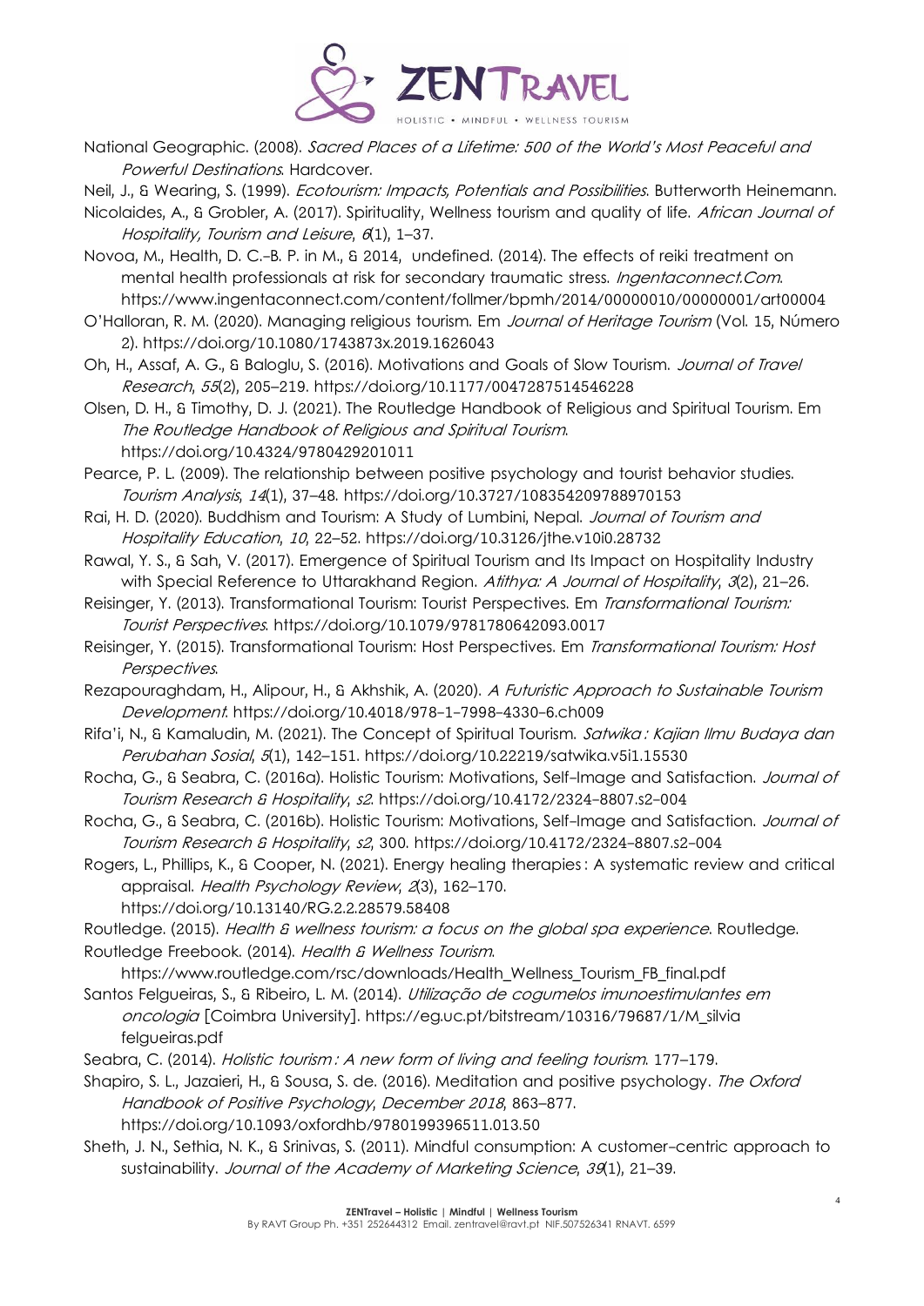National Geographic. (2008). *Sacred Places of a Lifetime: 500 of the World's Most Peaceful and Powerful Destinations*. Hardcover.

Neil, J., & Wearing, S. (1999). *Ecotourism: Impacts, Potentials and Possibilities*. Butterworth Heinemann.

Nicolaides, A., & Grobler, A. (2017). Spirituality, Wellness tourism and quality of life. *African Journal of Hospitality, Tourism and Leisure*, *6*(1), 1–37.

Novoa, M., Health, D. C.-B. P. in M., & 2014, undefined. (2014). The effects of reiki treatment on mental health professionals at risk for secondary traumatic stress. *Ingentaconnect.Com*. https://www.ingentaconnect.com/content/follmer/bpmh/2014/00000010/00000001/art00004

O'Halloran, R. M. (2020). Managing religious tourism. Em *Journal of Heritage Tourism* (Vol. 15, Número 2). https://doi.org/10.1080/1743873x.2019.1626043

Oh, H., Assaf, A. G., & Baloglu, S. (2016). Motivations and Goals of Slow Tourism. *Journal of Travel Research*, *55*(2), 205–219. https://doi.org/10.1177/0047287514546228

Olsen, D. H., & Timothy, D. J. (2021). The Routledge Handbook of Religious and Spiritual Tourism. Em *The Routledge Handbook of Religious and Spiritual Tourism*. https://doi.org/10.4324/9780429201011

Pearce, P. L. (2009). The relationship between positive psychology and tourist behavior studies. *Tourism Analysis*, *14*(1), 37–48. https://doi.org/10.3727/108354209788970153

Rai, H. D. (2020). Buddhism and Tourism: A Study of Lumbini, Nepal. *Journal of Tourism and Hospitality Education*, *10*, 22–52. https://doi.org/10.3126/jthe.v10i0.28732

Rawal, Y. S., & Sah, V. (2017). Emergence of Spiritual Tourism and Its Impact on Hospitality Industry with Special Reference to Uttarakhand Region. *Atithya: A Journal of Hospitality*, *3*(2), 21–26.

Reisinger, Y. (2013). Transformational Tourism: Tourist Perspectives. Em *Transformational Tourism: Tourist Perspectives*. https://doi.org/10.1079/9781780642093.0017

Reisinger, Y. (2015). Transformational Tourism: Host Perspectives. Em *Transformational Tourism: Host Perspectives*.

Rezapouraghdam, H., Alipour, H., & Akhshik, A. (2020). *A Futuristic Approach to Sustainable Tourism Development*. https://doi.org/10.4018/978-1-7998-4330-6.ch009

Rifa'i, N., & Kamaludin, M. (2021). The Concept of Spiritual Tourism. *Satwika : Kajian Ilmu Budaya dan Perubahan Sosial*, *5*(1), 142–151. https://doi.org/10.22219/satwika.v5i1.15530

Rocha, G., & Seabra, C. (2016a). Holistic Tourism: Motivations, Self-Image and Satisfaction. *Journal of Tourism Research & Hospitality*, *s2*. https://doi.org/10.4172/2324-8807.s2-004

Rocha, G., & Seabra, C. (2016b). Holistic Tourism: Motivations, Self-Image and Satisfaction. *Journal of Tourism Research & Hospitality*, *s2*, 300. https://doi.org/10.4172/2324-8807.s2-004

Rogers, L., Phillips, K., & Cooper, N. (2021). Energy healing therapies : A systematic review and critical appraisal. *Health Psychology Review*, *2*(3), 162–170. https://doi.org/10.13140/RG.2.2.28579.58408

Routledge. (2015). *Health & wellness tourism: a focus on the global spa experience*. Routledge.

Routledge Freebook. (2014). *Health & Wellness Tourism*. https://www.routledge.com/rsc/downloads/Health_Wellness_Tourism_FB_final.pdf

Santos Felgueiras, S., & Ribeiro, L. M. (2014). *Utilização de cogumelos imunoestimulantes em oncologia* [Coimbra University]. https://eg.uc.pt/bitstream/10316/79687/1/M_silvia felgueiras.pdf

Seabra, C. (2014). *Holistic tourism : A new form of living and feeling tourism*. 177–179.

Shapiro, S. L., Jazaieri, H., & Sousa, S. de. (2016). Meditation and positive psychology. *The Oxford Handbook of Positive Psychology*, *December 2018*, 863–877. https://doi.org/10.1093/oxfordhb/9780199396511.013.50

Sheth, J. N., Sethia, N. K., & Srinivas, S. (2011). Mindful consumption: A customer-centric approach to sustainability. *Journal of the Academy of Marketing Science*, *39*(1), 21–39.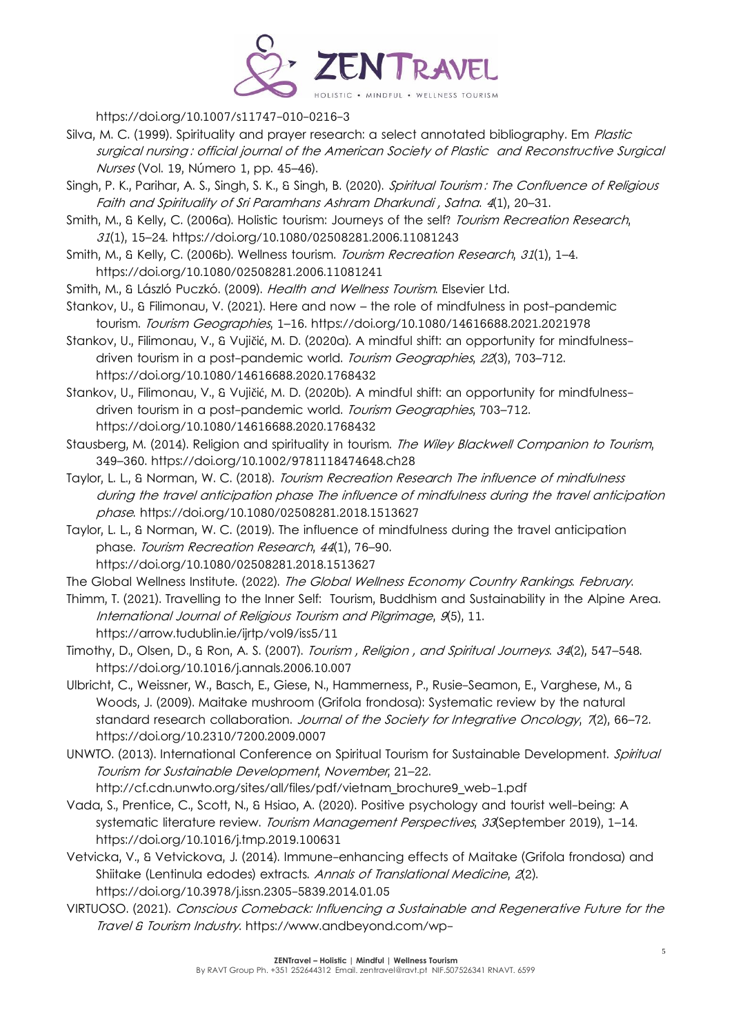https://doi.org/10.1007/s11747-010-0216-3

Silva, M. C. (1999). Spirituality and prayer research: a select annotated bibliography. Em *Plastic surgical nursing : official journal of the American Society of Plastic and Reconstructive Surgical Nurses* (Vol. 19, Número 1, pp. 45–46).

Singh, P. K., Parihar, A. S., Singh, S. K., & Singh, B. (2020). *Spiritual Tourism : The Confluence of Religious Faith and Spirituality of Sri Paramhans Ashram Dharkundi , Satna*. *4*(1), 20–31.

Smith, M., & Kelly, C. (2006a). Holistic tourism: Journeys of the self? *Tourism Recreation Research*, *31*(1), 15–24. https://doi.org/10.1080/02508281.2006.11081243

Smith, M., & Kelly, C. (2006b). Wellness tourism. *Tourism Recreation Research*, *31*(1), 1–4. https://doi.org/10.1080/02508281.2006.11081241

Smith, M., & László Puczkó. (2009). *Health and Wellness Tourism*. Elsevier Ltd.

Stankov, U., & Filimonau, V. (2021). Here and now – the role of mindfulness in post-pandemic tourism. *Tourism Geographies*, 1–16. https://doi.org/10.1080/14616688.2021.2021978

Stankov, U., Filimonau, V., & Vujičić, M. D. (2020a). A mindful shift: an opportunity for mindfulness-driven tourism in a post-pandemic world. *Tourism Geographies*, *22*(3), 703–712. https://doi.org/10.1080/14616688.2020.1768432

Stankov, U., Filimonau, V., & Vujičić, M. D. (2020b). A mindful shift: an opportunity for mindfulness-driven tourism in a post-pandemic world. *Tourism Geographies*, 703–712. https://doi.org/10.1080/14616688.2020.1768432

Stausberg, M. (2014). Religion and spirituality in tourism. *The Wiley Blackwell Companion to Tourism*, 349–360. https://doi.org/10.1002/9781118474648.ch28

Taylor, L. L., & Norman, W. C. (2018). *Tourism Recreation Research The influence of mindfulness during the travel anticipation phase The influence of mindfulness during the travel anticipation phase*. https://doi.org/10.1080/02508281.2018.1513627

Taylor, L. L., & Norman, W. C. (2019). The influence of mindfulness during the travel anticipation phase. *Tourism Recreation Research*, *44*(1), 76–90. https://doi.org/10.1080/02508281.2018.1513627

The Global Wellness Institute. (2022). *The Global Wellness Economy Country Rankings*. *February*.

Thimm, T. (2021). Travelling to the Inner Self: Tourism, Buddhism and Sustainability in the Alpine Area. *International Journal of Religious Tourism and Pilgrimage*, *9*(5), 11. https://arrow.tudublin.ie/ijrtp/vol9/iss5/11

Timothy, D., Olsen, D., & Ron, A. S. (2007). *Tourism , Religion , and Spiritual Journeys*. *34*(2), 547–548. https://doi.org/10.1016/j.annals.2006.10.007

Ulbricht, C., Weissner, W., Basch, E., Giese, N., Hammerness, P., Rusie-Seamon, E., Varghese, M., & Woods, J. (2009). Maitake mushroom (Grifola frondosa): Systematic review by the natural standard research collaboration. *Journal of the Society for Integrative Oncology*, *7*(2), 66–72. https://doi.org/10.2310/7200.2009.0007

UNWTO. (2013). International Conference on Spiritual Tourism for Sustainable Development. *Spiritual Tourism for Sustainable Development*, *November*, 21–22. http://cf.cdn.unwto.org/sites/all/files/pdf/vietnam_brochure9_web-1.pdf

Vada, S., Prentice, C., Scott, N., & Hsiao, A. (2020). Positive psychology and tourist well-being: A systematic literature review. *Tourism Management Perspectives*, *33*(September 2019), 1–14. https://doi.org/10.1016/j.tmp.2019.100631

Vetvicka, V., & Vetvickova, J. (2014). Immune-enhancing effects of Maitake (Grifola frondosa) and Shiitake (Lentinula edodes) extracts. *Annals of Translational Medicine*, *2*(2). https://doi.org/10.3978/j.issn.2305-5839.2014.01.05

VIRTUOSO. (2021). *Conscious Comeback: Influencing a Sustainable and Regenerative Future for the Travel & Tourism Industry*. https://www.andbeyond.com/wp-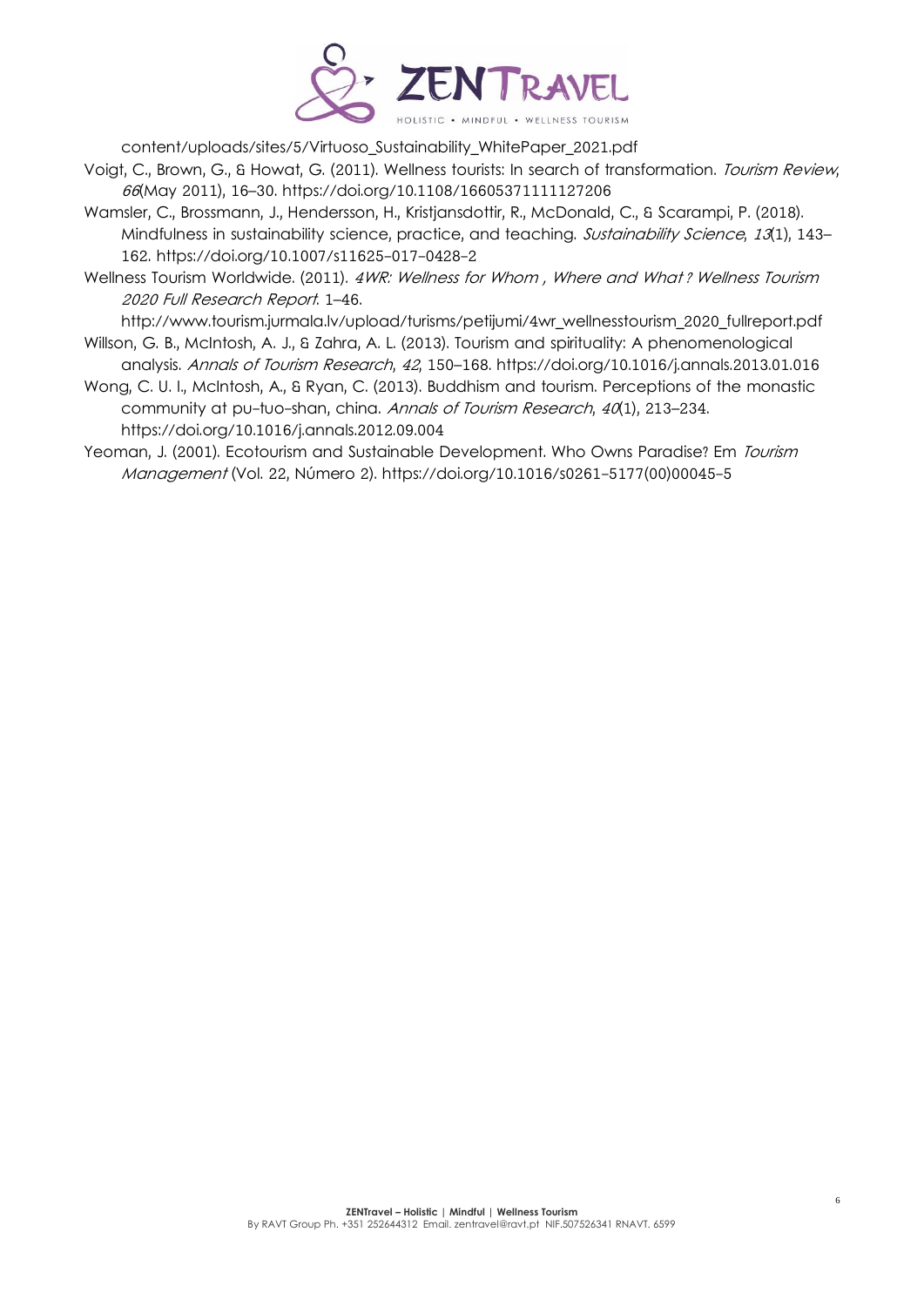content/uploads/sites/5/Virtuoso_Sustainability_WhitePaper_2021.pdf

Voigt, C., Brown, G., & Howat, G. (2011). Wellness tourists: In search of transformation. *Tourism Review*, *66*(May 2011), 16–30. https://doi.org/10.1108/16605371111127206

Wamsler, C., Brossmann, J., Hendersson, H., Kristjansdottir, R., McDonald, C., & Scarampi, P. (2018). Mindfulness in sustainability science, practice, and teaching. *Sustainability Science*, *13*(1), 143–162. https://doi.org/10.1007/s11625-017-0428-2

Wellness Tourism Worldwide. (2011). *4WR: Wellness for Whom , Where and What ? Wellness Tourism 2020 Full Research Report*. 1–46. http://www.tourism.jurmala.lv/upload/turisms/petijumi/4wr_wellnesstourism_2020_fullreport.pdf

Willson, G. B., McIntosh, A. J., & Zahra, A. L. (2013). Tourism and spirituality: A phenomenological analysis. *Annals of Tourism Research*, *42*, 150–168. https://doi.org/10.1016/j.annals.2013.01.016

Wong, C. U. I., McIntosh, A., & Ryan, C. (2013). Buddhism and tourism. Perceptions of the monastic community at pu-tuo-shan, china. *Annals of Tourism Research*, *40*(1), 213–234. https://doi.org/10.1016/j.annals.2012.09.004

Yeoman, J. (2001). Ecotourism and Sustainable Development. Who Owns Paradise? Em *Tourism Management* (Vol. 22, Número 2). https://doi.org/10.1016/s0261-5177(00)00045-5